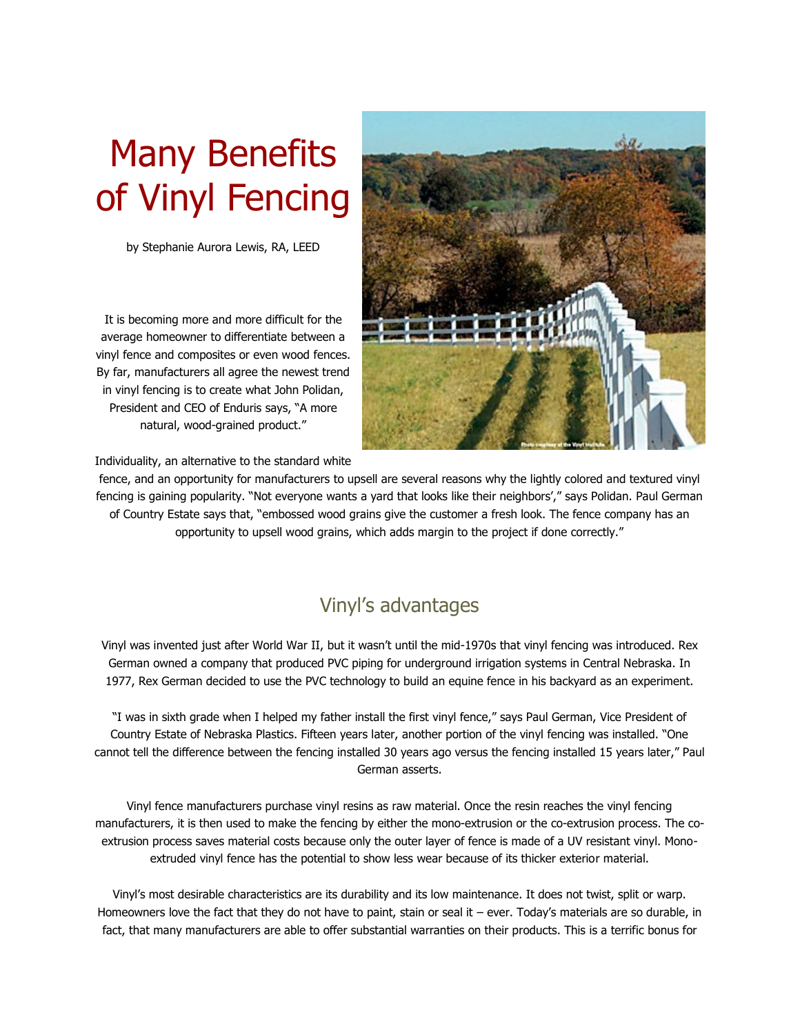# Many Benefits of Vinyl Fencing

by Stephanie Aurora Lewis, RA, LEED

It is becoming more and more difficult for the average homeowner to differentiate between a vinyl fence and composites or even wood fences. By far, manufacturers all agree the newest trend in vinyl fencing is to create what John Polidan, President and CEO of Enduris says, "A more natural, wood-grained product."

Individuality, an alternative to the standard white fence, and an opportunity for manufacturers to upsell are several reasons why the lightly colored and textured vinyl fencing is gaining popularity. "Not everyone wants a yard that looks like their neighbors'," says Polidan. Paul German of Country Estate says that, "embossed wood grains give the customer a fresh look. The fence company has an opportunity to upsell wood grains, which adds margin to the project if done correctly."

## Vinyl's advantages

Vinyl was invented just after World War II, but it wasn't until the mid-1970s that vinyl fencing was introduced. Rex German owned a company that produced PVC piping for underground irrigation systems in Central Nebraska. In 1977, Rex German decided to use the PVC technology to build an equine fence in his backyard as an experiment.

"I was in sixth grade when I helped my father install the first vinyl fence," says Paul German, Vice President of Country Estate of Nebraska Plastics. Fifteen years later, another portion of the vinyl fencing was installed. "One cannot tell the difference between the fencing installed 30 years ago versus the fencing installed 15 years later," Paul German asserts.

Vinyl fence manufacturers purchase vinyl resins as raw material. Once the resin reaches the vinyl fencing manufacturers, it is then used to make the fencing by either the mono-extrusion or the co-extrusion process. The co-extrusion process saves material costs because only the outer layer of fence is made of a UV resistant vinyl. Mono-extruded vinyl fence has the potential to show less wear because of its thicker exterior material.

Vinyl's most desirable characteristics are its durability and its low maintenance. It does not twist, split or warp. Homeowners love the fact that they do not have to paint, stain or seal it – ever. Today's materials are so durable, in fact, that many manufacturers are able to offer substantial warranties on their products. This is a terrific bonus for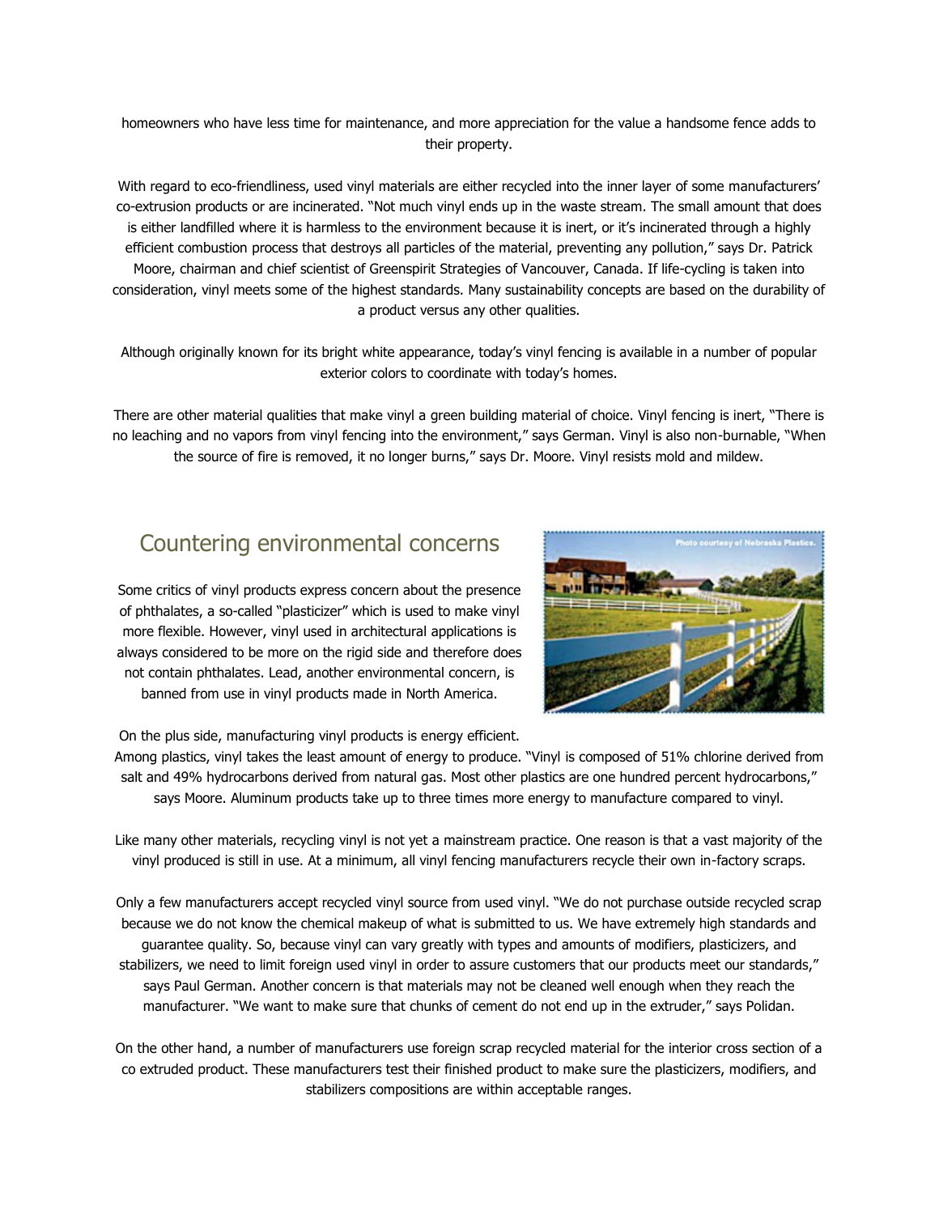homeowners who have less time for maintenance, and more appreciation for the value a handsome fence adds to their property.

With regard to eco-friendliness, used vinyl materials are either recycled into the inner layer of some manufacturers' co-extrusion products or are incinerated. "Not much vinyl ends up in the waste stream. The small amount that does is either landfilled where it is harmless to the environment because it is inert, or it's incinerated through a highly efficient combustion process that destroys all particles of the material, preventing any pollution," says Dr. Patrick Moore, chairman and chief scientist of Greenspirit Strategies of Vancouver, Canada. If life-cycling is taken into consideration, vinyl meets some of the highest standards. Many sustainability concepts are based on the durability of a product versus any other qualities.

Although originally known for its bright white appearance, today's vinyl fencing is available in a number of popular exterior colors to coordinate with today's homes.

There are other material qualities that make vinyl a green building material of choice. Vinyl fencing is inert, "There is no leaching and no vapors from vinyl fencing into the environment," says German. Vinyl is also non-burnable, "When the source of fire is removed, it no longer burns," says Dr. Moore. Vinyl resists mold and mildew.

## Countering environmental concerns

Some critics of vinyl products express concern about the presence of phthalates, a so-called "plasticizer" which is used to make vinyl more flexible. However, vinyl used in architectural applications is always considered to be more on the rigid side and therefore does not contain phthalates. Lead, another environmental concern, is banned from use in vinyl products made in North America.

Photo courtesy of Nebraska Plastics.

On the plus side, manufacturing vinyl products is energy efficient. Among plastics, vinyl takes the least amount of energy to produce. "Vinyl is composed of 51% chlorine derived from salt and 49% hydrocarbons derived from natural gas. Most other plastics are one hundred percent hydrocarbons," says Moore. Aluminum products take up to three times more energy to manufacture compared to vinyl.

Like many other materials, recycling vinyl is not yet a mainstream practice. One reason is that a vast majority of the vinyl produced is still in use. At a minimum, all vinyl fencing manufacturers recycle their own in-factory scraps.

Only a few manufacturers accept recycled vinyl source from used vinyl. "We do not purchase outside recycled scrap because we do not know the chemical makeup of what is submitted to us. We have extremely high standards and guarantee quality. So, because vinyl can vary greatly with types and amounts of modifiers, plasticizers, and stabilizers, we need to limit foreign used vinyl in order to assure customers that our products meet our standards," says Paul German. Another concern is that materials may not be cleaned well enough when they reach the manufacturer. "We want to make sure that chunks of cement do not end up in the extruder," says Polidan.

On the other hand, a number of manufacturers use foreign scrap recycled material for the interior cross section of a co extruded product. These manufacturers test their finished product to make sure the plasticizers, modifiers, and stabilizers compositions are within acceptable ranges.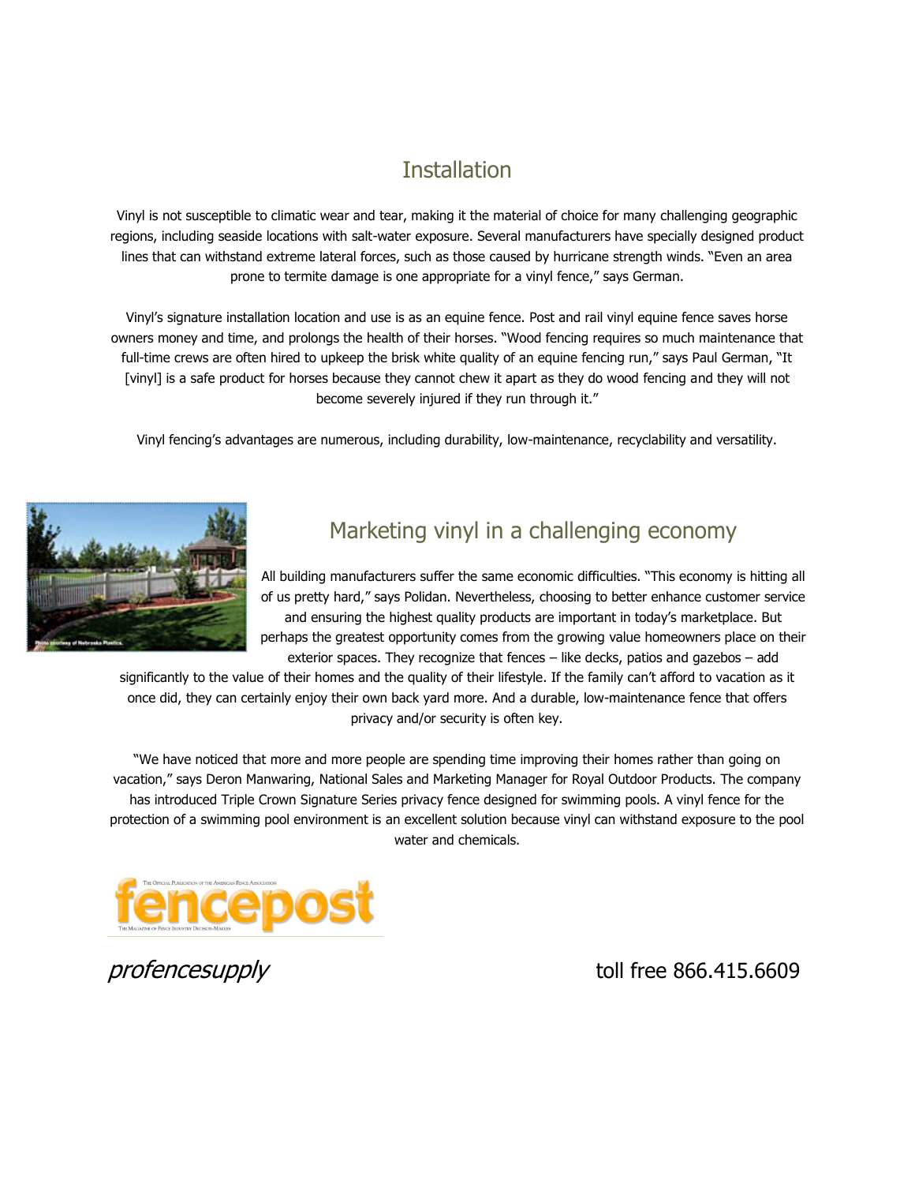## Installation

Vinyl is not susceptible to climatic wear and tear, making it the material of choice for many challenging geographic regions, including seaside locations with salt-water exposure. Several manufacturers have specially designed product lines that can withstand extreme lateral forces, such as those caused by hurricane strength winds. "Even an area prone to termite damage is one appropriate for a vinyl fence," says German.

Vinyl's signature installation location and use is as an equine fence. Post and rail vinyl equine fence saves horse owners money and time, and prolongs the health of their horses. "Wood fencing requires so much maintenance that full-time crews are often hired to upkeep the brisk white quality of an equine fencing run," says Paul German, "It [vinyl] is a safe product for horses because they cannot chew it apart as they do wood fencing and they will not become severely injured if they run through it."

Vinyl fencing's advantages are numerous, including durability, low-maintenance, recyclability and versatility.

Photo courtesy of Nebraska Plastics.

## Marketing vinyl in a challenging economy

All building manufacturers suffer the same economic difficulties. "This economy is hitting all of us pretty hard," says Polidan. Nevertheless, choosing to better enhance customer service and ensuring the highest quality products are important in today's marketplace. But perhaps the greatest opportunity comes from the growing value homeowners place on their exterior spaces. They recognize that fences – like decks, patios and gazebos – add significantly to the value of their homes and the quality of their lifestyle. If the family can't afford to vacation as it once did, they can certainly enjoy their own back yard more. And a durable, low-maintenance fence that offers privacy and/or security is often key.

"We have noticed that more and more people are spending time improving their homes rather than going on vacation," says Deron Manwaring, National Sales and Marketing Manager for Royal Outdoor Products. The company has introduced Triple Crown Signature Series privacy fence designed for swimming pools. A vinyl fence for the protection of a swimming pool environment is an excellent solution because vinyl can withstand exposure to the pool water and chemicals.

The Official Publication of the American Fence Association

fencepost

The Magazine of Fence Industry Decision-Makers

*profencesupply* toll free 866.415.6609